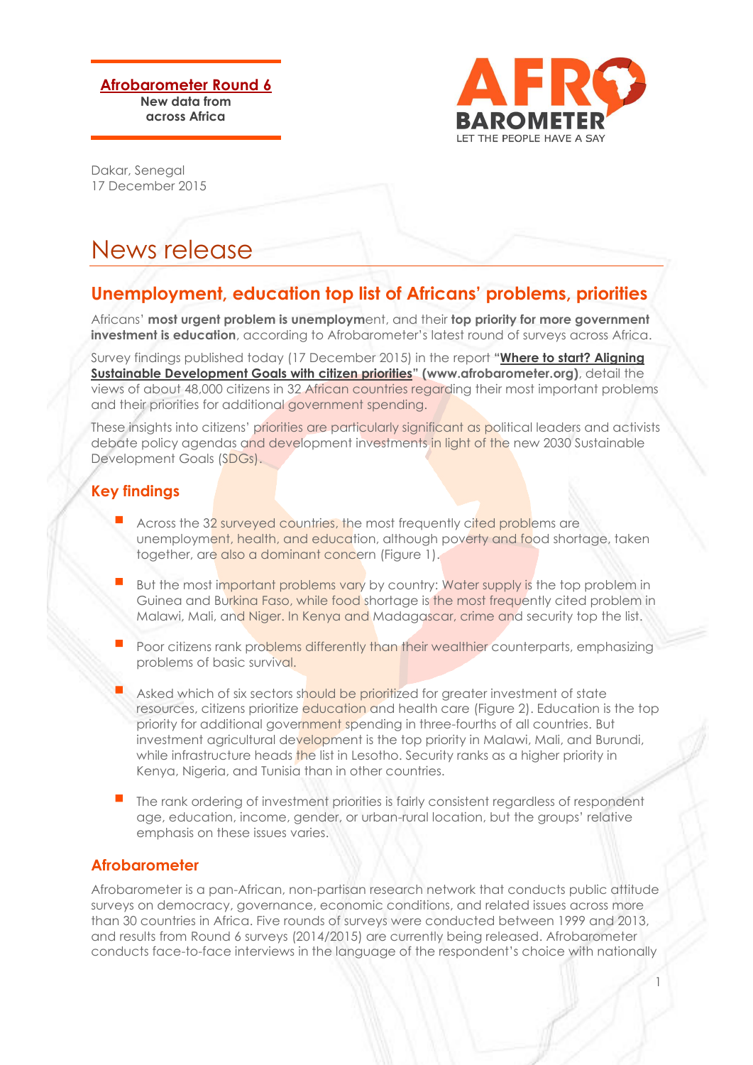**Afrobarometer Round 6**
New data from across Africa

Dakar, Senegal
17 December 2015

# News release

## Unemployment, education top list of Africans' problems, priorities

Africans' **most urgent problem is unemploym**ent, and their **top priority for more government investment is education**, according to Afrobarometer's latest round of surveys across Africa.

Survey findings published today (17 December 2015) in the report "**Where to start? Aligning Sustainable Development Goals with citizen priorities**" **(www.afrobarometer.org)**, detail the views of about 48,000 citizens in 32 African countries regarding their most important problems and their priorities for additional government spending.

These insights into citizens' priorities are particularly significant as political leaders and activists debate policy agendas and development investments in light of the new 2030 Sustainable Development Goals (SDGs).

### Key findings

- Across the 32 surveyed countries, the most frequently cited problems are unemployment, health, and education, although poverty and food shortage, taken together, are also a dominant concern (Figure 1).
- But the most important problems vary by country: Water supply is the top problem in Guinea and Burkina Faso, while food shortage is the most frequently cited problem in Malawi, Mali, and Niger. In Kenya and Madagascar, crime and security top the list.
- Poor citizens rank problems differently than their wealthier counterparts, emphasizing problems of basic survival.
- Asked which of six sectors should be prioritized for greater investment of state resources, citizens prioritize education and health care (Figure 2). Education is the top priority for additional government spending in three-fourths of all countries. But investment agricultural development is the top priority in Malawi, Mali, and Burundi, while infrastructure heads the list in Lesotho. Security ranks as a higher priority in Kenya, Nigeria, and Tunisia than in other countries.
- The rank ordering of investment priorities is fairly consistent regardless of respondent age, education, income, gender, or urban-rural location, but the groups' relative emphasis on these issues varies.

### Afrobarometer

Afrobarometer is a pan-African, non-partisan research network that conducts public attitude surveys on democracy, governance, economic conditions, and related issues across more than 30 countries in Africa. Five rounds of surveys were conducted between 1999 and 2013, and results from Round 6 surveys (2014/2015) are currently being released. Afrobarometer conducts face-to-face interviews in the language of the respondent's choice with nationally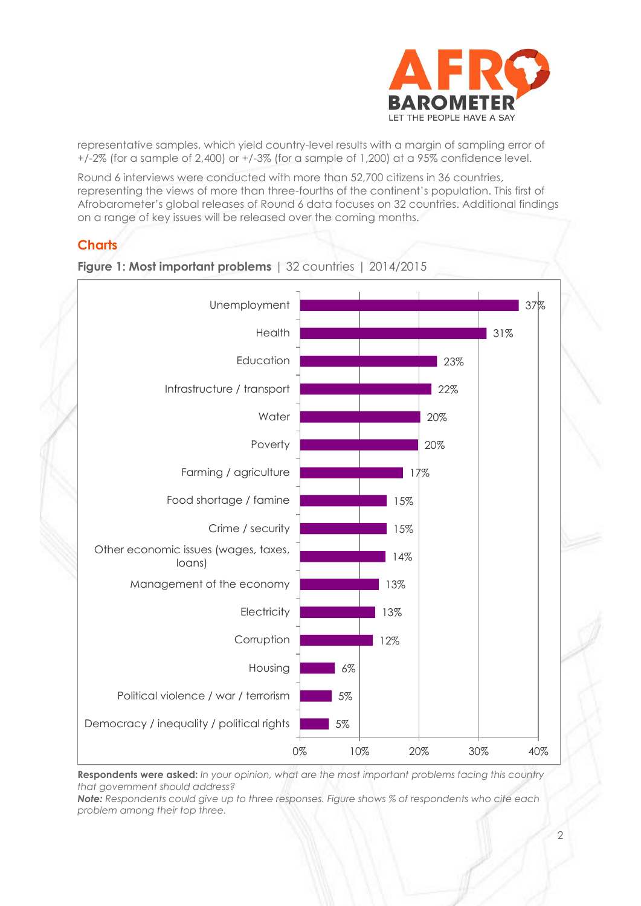representative samples, which yield country-level results with a margin of sampling error of +/-2% (for a sample of 2,400) or +/-3% (for a sample of 1,200) at a 95% confidence level.

Round 6 interviews were conducted with more than 52,700 citizens in 36 countries, representing the views of more than three-fourths of the continent's population. This first of Afrobarometer's global releases of Round 6 data focuses on 32 countries. Additional findings on a range of key issues will be released over the coming months.

## Charts

**Figure 1: Most important problems** | 32 countries | 2014/2015

| Problem | % |
|---|---|
| Unemployment | 37% |
| Health | 31% |
| Education | 23% |
| Infrastructure / transport | 22% |
| Water | 20% |
| Poverty | 20% |
| Farming / agriculture | 17% |
| Food shortage / famine | 15% |
| Crime / security | 15% |
| Other economic issues (wages, taxes, loans) | 14% |
| Management of the economy | 13% |
| Electricity | 13% |
| Corruption | 12% |
| Housing | 6% |
| Political violence / war / terrorism | 5% |
| Democracy / inequality / political rights | 5% |

**Respondents were asked:** *In your opinion, what are the most important problems facing this country that government should address?*

***Note:*** *Respondents could give up to three responses. Figure shows % of respondents who cite each problem among their top three.*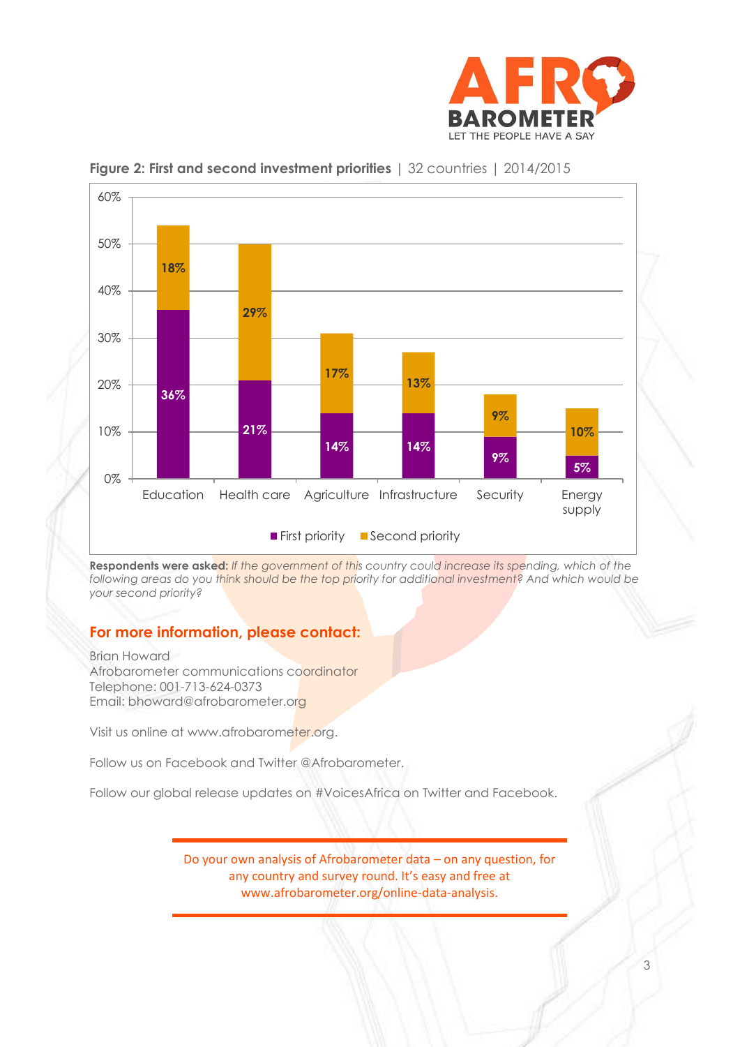**Figure 2: First and second investment priorities** | 32 countries | 2014/2015

60%
50%
40%
30%
20%
10%
0%

Education: 36% (First priority), 18% (Second priority)
Health care: 21%, 29%
Agriculture: 14%, 17%
Infrastructure: 14%, 13%
Security: 9%, 9%
Energy supply: 5%, 10%

First priority  Second priority

**Respondents were asked:** *If the government of this country could increase its spending, which of the following areas do you think should be the top priority for additional investment? And which would be your second priority?*

## For more information, please contact:

Brian Howard
Afrobarometer communications coordinator
Telephone: 001-713-624-0373
Email: bhoward@afrobarometer.org

Visit us online at www.afrobarometer.org.

Follow us on Facebook and Twitter @Afrobarometer.

Follow our global release updates on #VoicesAfrica on Twitter and Facebook.

Do your own analysis of Afrobarometer data – on any question, for any country and survey round. It's easy and free at www.afrobarometer.org/online-data-analysis.